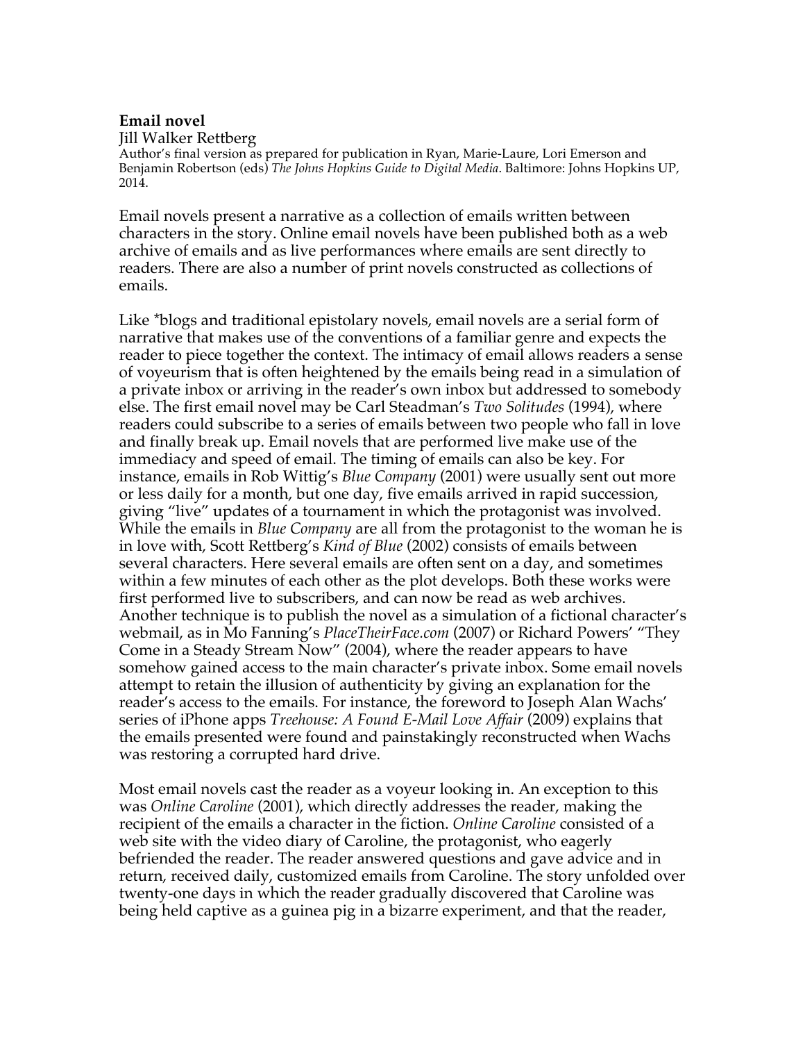**Email novel**

Jill Walker Rettberg

Author's final version as prepared for publication in Ryan, Marie-Laure, Lori Emerson and Benjamin Robertson (eds) *The Johns Hopkins Guide to Digital Media*. Baltimore: Johns Hopkins UP, 2014.

Email novels present a narrative as a collection of emails written between characters in the story. Online email novels have been published both as a web archive of emails and as live performances where emails are sent directly to readers. There are also a number of print novels constructed as collections of emails.

Like *blogs and traditional epistolary novels, email novels are a serial form of narrative that makes use of the conventions of a familiar genre and expects the reader to piece together the context. The intimacy of email allows readers a sense of voyeurism that is often heightened by the emails being read in a simulation of a private inbox or arriving in the reader's own inbox but addressed to somebody else. The first email novel may be Carl Steadman's *Two Solitudes* (1994), where readers could subscribe to a series of emails between two people who fall in love and finally break up. Email novels that are performed live make use of the immediacy and speed of email. The timing of emails can also be key. For instance, emails in Rob Wittig's *Blue Company* (2001) were usually sent out more or less daily for a month, but one day, five emails arrived in rapid succession, giving "live" updates of a tournament in which the protagonist was involved. While the emails in *Blue Company* are all from the protagonist to the woman he is in love with, Scott Rettberg's *Kind of Blue* (2002) consists of emails between several characters. Here several emails are often sent on a day, and sometimes within a few minutes of each other as the plot develops. Both these works were first performed live to subscribers, and can now be read as web archives. Another technique is to publish the novel as a simulation of a fictional character's webmail, as in Mo Fanning's *PlaceTheirFace.com* (2007) or Richard Powers' "They Come in a Steady Stream Now" (2004), where the reader appears to have somehow gained access to the main character's private inbox. Some email novels attempt to retain the illusion of authenticity by giving an explanation for the reader's access to the emails. For instance, the foreword to Joseph Alan Wachs' series of iPhone apps *Treehouse: A Found E-Mail Love Affair* (2009) explains that the emails presented were found and painstakingly reconstructed when Wachs was restoring a corrupted hard drive.

Most email novels cast the reader as a voyeur looking in. An exception to this was *Online Caroline* (2001), which directly addresses the reader, making the recipient of the emails a character in the fiction. *Online Caroline* consisted of a web site with the video diary of Caroline, the protagonist, who eagerly befriended the reader. The reader answered questions and gave advice and in return, received daily, customized emails from Caroline. The story unfolded over twenty-one days in which the reader gradually discovered that Caroline was being held captive as a guinea pig in a bizarre experiment, and that the reader,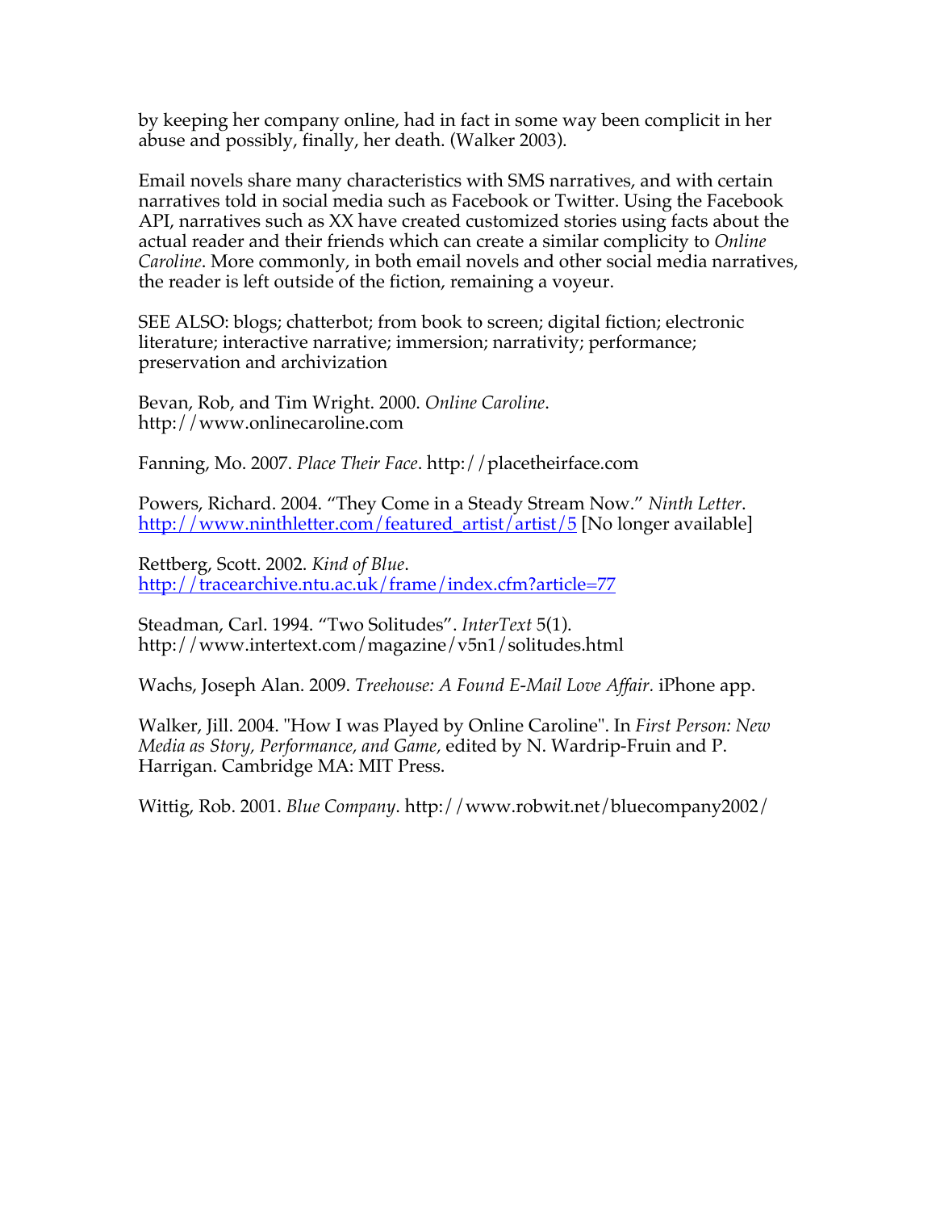by keeping her company online, had in fact in some way been complicit in her abuse and possibly, finally, her death. (Walker 2003).

Email novels share many characteristics with SMS narratives, and with certain narratives told in social media such as Facebook or Twitter. Using the Facebook API, narratives such as XX have created customized stories using facts about the actual reader and their friends which can create a similar complicity to *Online Caroline*. More commonly, in both email novels and other social media narratives, the reader is left outside of the fiction, remaining a voyeur.

SEE ALSO: blogs; chatterbot; from book to screen; digital fiction; electronic literature; interactive narrative; immersion; narrativity; performance; preservation and archivization

Bevan, Rob, and Tim Wright. 2000. *Online Caroline*. http://www.onlinecaroline.com

Fanning, Mo. 2007. *Place Their Face*. http://placetheirface.com

Powers, Richard. 2004. "They Come in a Steady Stream Now." *Ninth Letter*. http://www.ninthletter.com/featured_artist/artist/5 [No longer available]

Rettberg, Scott. 2002. *Kind of Blue*. http://tracearchive.ntu.ac.uk/frame/index.cfm?article=77

Steadman, Carl. 1994. "Two Solitudes". *InterText* 5(1). http://www.intertext.com/magazine/v5n1/solitudes.html

Wachs, Joseph Alan. 2009. *Treehouse: A Found E-Mail Love Affair.* iPhone app.

Walker, Jill. 2004. "How I was Played by Online Caroline". In *First Person: New Media as Story, Performance, and Game,* edited by N. Wardrip-Fruin and P. Harrigan. Cambridge MA: MIT Press.

Wittig, Rob. 2001. *Blue Company*. http://www.robwit.net/bluecompany2002/